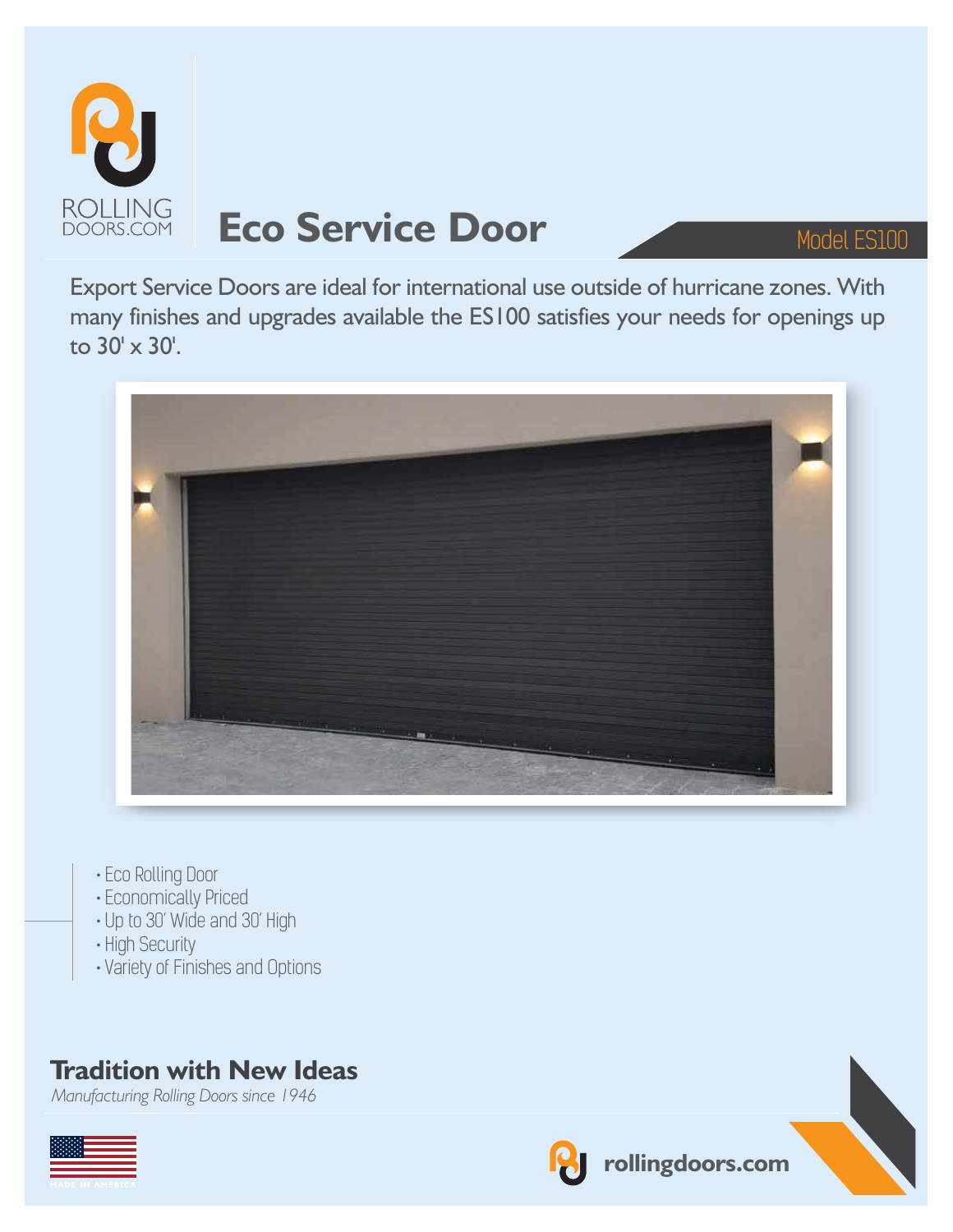ROLLING DOORS.COM

# Eco Service Door

Model ES100

Export Service Doors are ideal for international use outside of hurricane zones. With many finishes and upgrades available the ES100 satisfies your needs for openings up to 30' x 30'.

- Eco Rolling Door
- Economically Priced
- Up to 30' Wide and 30' High
- High Security
- Variety of Finishes and Options

## Tradition with New Ideas

*Manufacturing Rolling Doors since 1946*

MADE IN AMERICA

rollingdoors.com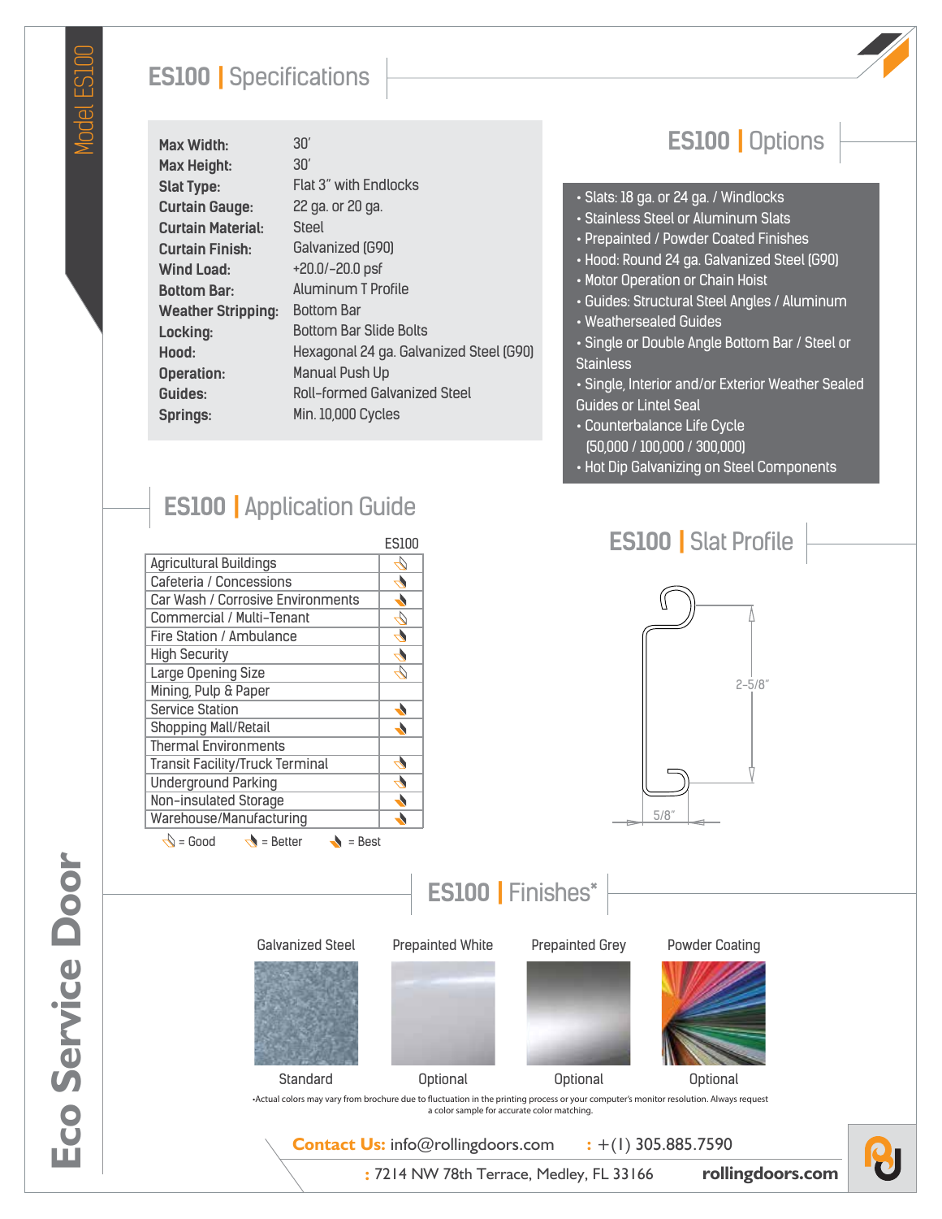Model ES100

# ES100 | Specifications

| | |
|---|---|
| **Max Width:** | 30′ |
| **Max Height:** | 30′ |
| **Slat Type:** | Flat 3" with Endlocks |
| **Curtain Gauge:** | 22 ga. or 20 ga. |
| **Curtain Material:** | Steel |
| **Curtain Finish:** | Galvanized (G90) |
| **Wind Load:** | +20.0/-20.0 psf |
| **Bottom Bar:** | Aluminum T Profile |
| **Weather Stripping:** | Bottom Bar |
| **Locking:** | Bottom Bar Slide Bolts |
| **Hood:** | Hexagonal 24 ga. Galvanized Steel (G90) |
| **Operation:** | Manual Push Up |
| **Guides:** | Roll-formed Galvanized Steel |
| **Springs:** | Min. 10,000 Cycles |

# ES100 | Options

- Slats: 18 ga. or 24 ga. / Windlocks
- Stainless Steel or Aluminum Slats
- Prepainted / Powder Coated Finishes
- Hood: Round 24 ga. Galvanized Steel (G90)
- Motor Operation or Chain Hoist
- Guides: Structural Steel Angles / Aluminum
- Weathersealed Guides
- Single or Double Angle Bottom Bar / Steel or Stainless
- Single, Interior and/or Exterior Weather Sealed Guides or Lintel Seal
- Counterbalance Life Cycle (50,000 / 100,000 / 300,000)
- Hot Dip Galvanizing on Steel Components

# ES100 | Application Guide

| | ES100 |
|---|---|
| Agricultural Buildings | Good |
| Cafeteria / Concessions | Better |
| Car Wash / Corrosive Environments | Better |
| Commercial / Multi-Tenant | Good |
| Fire Station / Ambulance | Better |
| High Security | Better |
| Large Opening Size | Good |
| Mining, Pulp & Paper | |
| Service Station | Best |
| Shopping Mall/Retail | Best |
| Thermal Environments | |
| Transit Facility/Truck Terminal | Better |
| Underground Parking | Better |
| Non-insulated Storage | Best |
| Warehouse/Manufacturing | Best |

= Good = Better = Best

# ES100 | Slat Profile

2-5/8"

5/8"

# ES100 | Finishes*

| Galvanized Steel | Prepainted White | Prepainted Grey | Powder Coating |
|---|---|---|---|
| Standard | Optional | Optional | Optional |

*Actual colors may vary from brochure due to fluctuation in the printing process or your computer's monitor resolution. Always request a color sample for accurate color matching.

**Contact Us:** info@rollingdoors.com : +(1) 305.885.7590

: 7214 NW 78th Terrace, Medley, FL 33166 **rollingdoors.com**

Eco Service Door